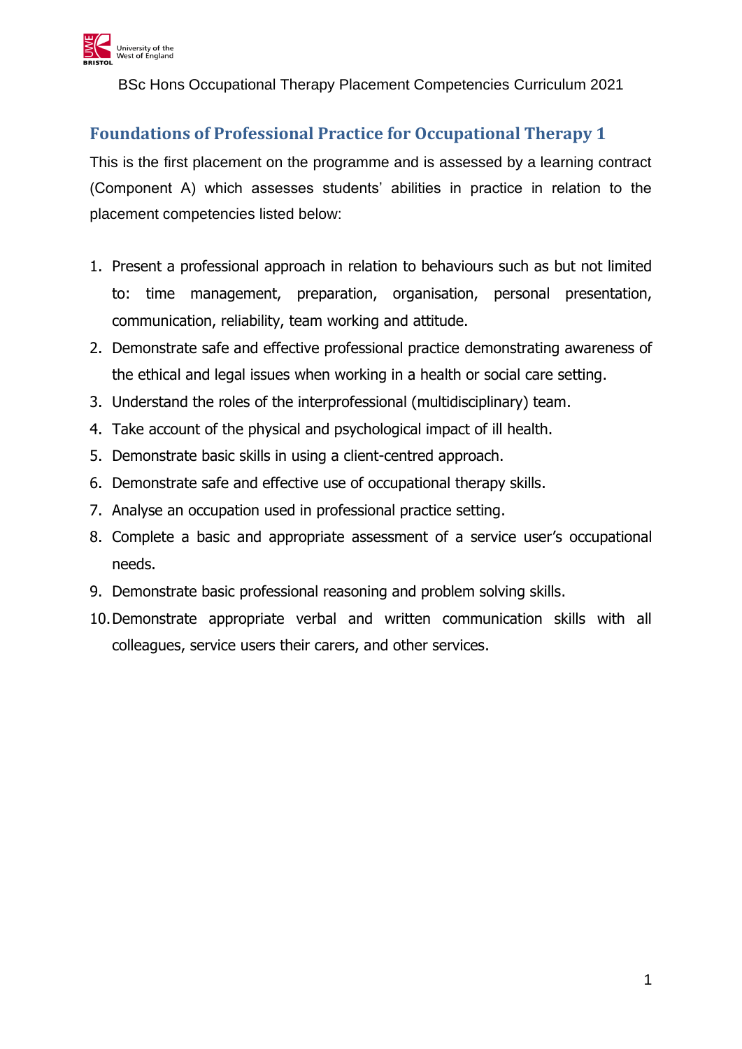BSc Hons Occupational Therapy Placement Competencies Curriculum 2021

## Foundations of Professional Practice for Occupational Therapy 1

This is the first placement on the programme and is assessed by a learning contract (Component A) which assesses students' abilities in practice in relation to the placement competencies listed below:

1. Present a professional approach in relation to behaviours such as but not limited to: time management, preparation, organisation, personal presentation, communication, reliability, team working and attitude.
2. Demonstrate safe and effective professional practice demonstrating awareness of the ethical and legal issues when working in a health or social care setting.
3. Understand the roles of the interprofessional (multidisciplinary) team.
4. Take account of the physical and psychological impact of ill health.
5. Demonstrate basic skills in using a client-centred approach.
6. Demonstrate safe and effective use of occupational therapy skills.
7. Analyse an occupation used in professional practice setting.
8. Complete a basic and appropriate assessment of a service user's occupational needs.
9. Demonstrate basic professional reasoning and problem solving skills.
10. Demonstrate appropriate verbal and written communication skills with all colleagues, service users their carers, and other services.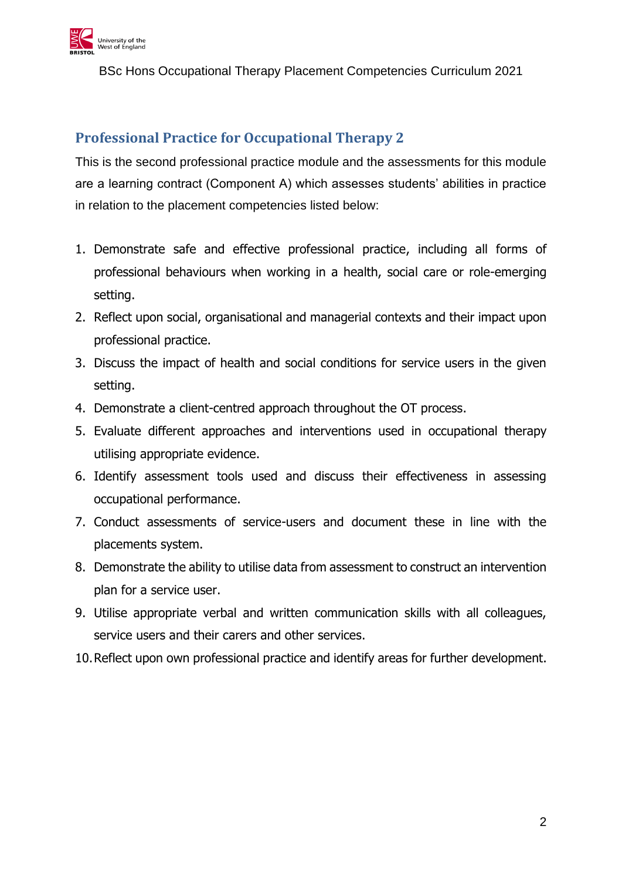## Professional Practice for Occupational Therapy 2

This is the second professional practice module and the assessments for this module are a learning contract (Component A) which assesses students' abilities in practice in relation to the placement competencies listed below:

1. Demonstrate safe and effective professional practice, including all forms of professional behaviours when working in a health, social care or role-emerging setting.
2. Reflect upon social, organisational and managerial contexts and their impact upon professional practice.
3. Discuss the impact of health and social conditions for service users in the given setting.
4. Demonstrate a client-centred approach throughout the OT process.
5. Evaluate different approaches and interventions used in occupational therapy utilising appropriate evidence.
6. Identify assessment tools used and discuss their effectiveness in assessing occupational performance.
7. Conduct assessments of service-users and document these in line with the placements system.
8. Demonstrate the ability to utilise data from assessment to construct an intervention plan for a service user.
9. Utilise appropriate verbal and written communication skills with all colleagues, service users and their carers and other services.
10. Reflect upon own professional practice and identify areas for further development.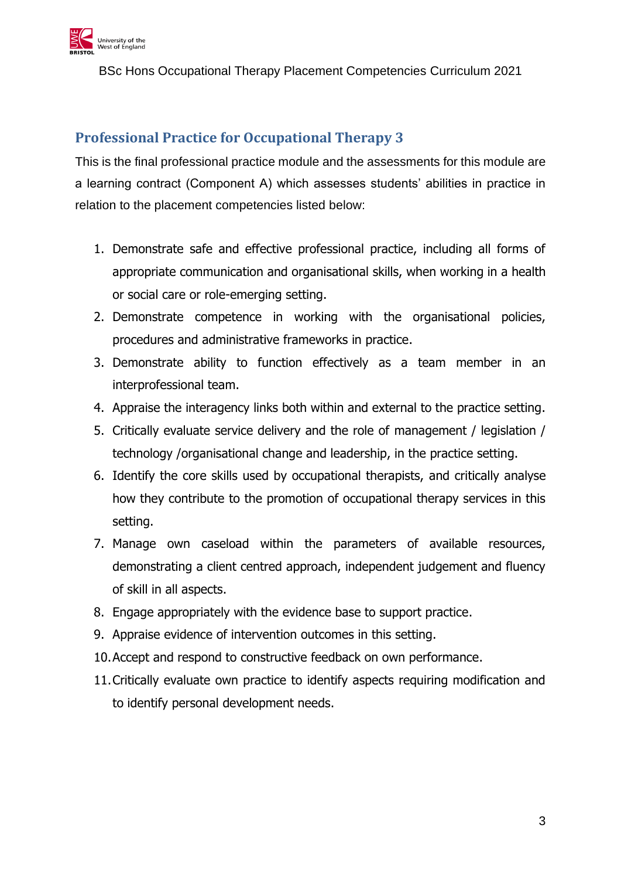## Professional Practice for Occupational Therapy 3

This is the final professional practice module and the assessments for this module are a learning contract (Component A) which assesses students' abilities in practice in relation to the placement competencies listed below:

1. Demonstrate safe and effective professional practice, including all forms of appropriate communication and organisational skills, when working in a health or social care or role-emerging setting.
2. Demonstrate competence in working with the organisational policies, procedures and administrative frameworks in practice.
3. Demonstrate ability to function effectively as a team member in an interprofessional team.
4. Appraise the interagency links both within and external to the practice setting.
5. Critically evaluate service delivery and the role of management / legislation / technology /organisational change and leadership, in the practice setting.
6. Identify the core skills used by occupational therapists, and critically analyse how they contribute to the promotion of occupational therapy services in this setting.
7. Manage own caseload within the parameters of available resources, demonstrating a client centred approach, independent judgement and fluency of skill in all aspects.
8. Engage appropriately with the evidence base to support practice.
9. Appraise evidence of intervention outcomes in this setting.
10. Accept and respond to constructive feedback on own performance.
11. Critically evaluate own practice to identify aspects requiring modification and to identify personal development needs.